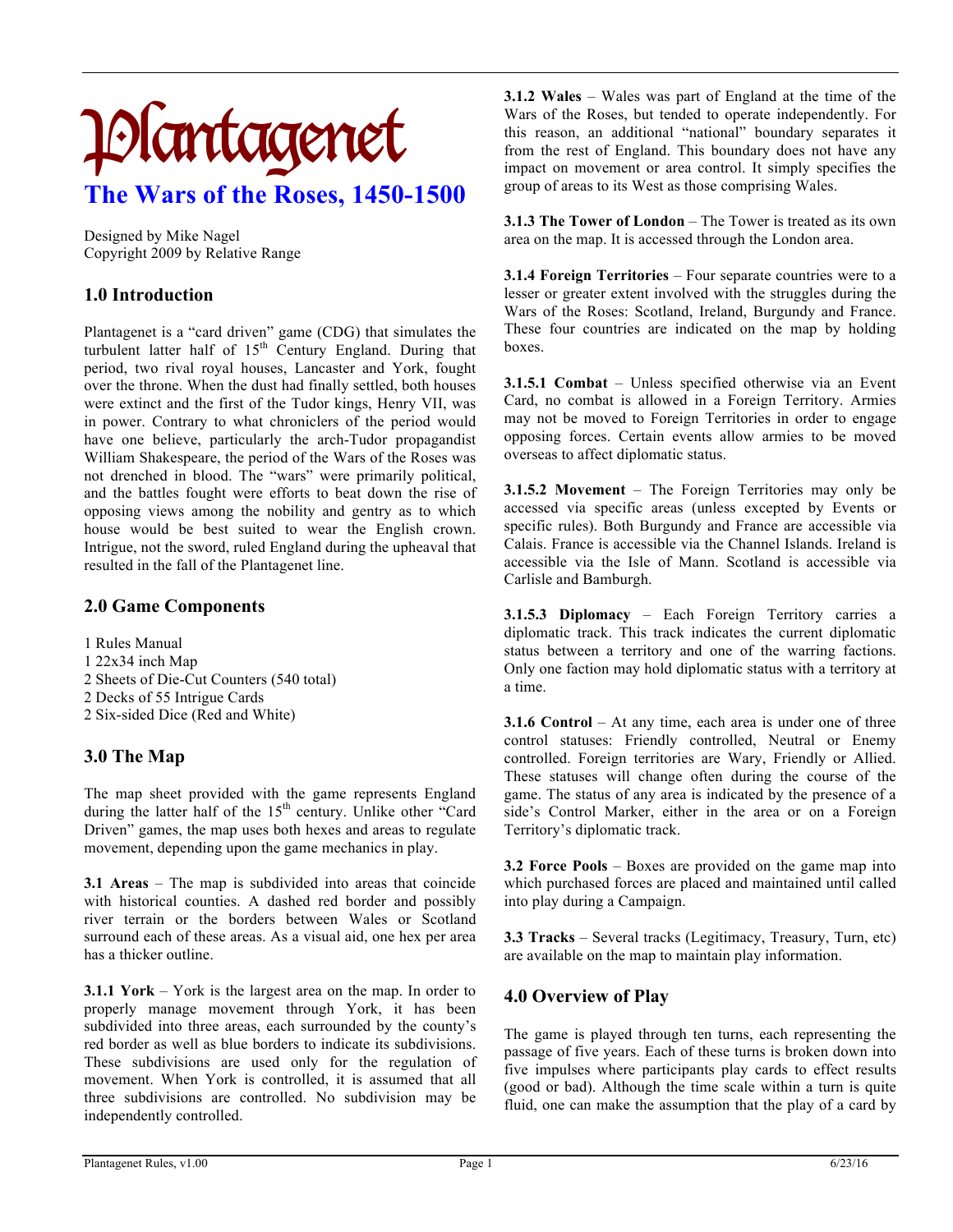# Plantagenet

## The Wars of the Roses, 1450-1500

Designed by Mike Nagel
Copyright 2009 by Relative Range

## 1.0 Introduction

Plantagenet is a "card driven" game (CDG) that simulates the turbulent latter half of 15th Century England. During that period, two rival royal houses, Lancaster and York, fought over the throne. When the dust had finally settled, both houses were extinct and the first of the Tudor kings, Henry VII, was in power. Contrary to what chroniclers of the period would have one believe, particularly the arch-Tudor propagandist William Shakespeare, the period of the Wars of the Roses was not drenched in blood. The "wars" were primarily political, and the battles fought were efforts to beat down the rise of opposing views among the nobility and gentry as to which house would be best suited to wear the English crown. Intrigue, not the sword, ruled England during the upheaval that resulted in the fall of the Plantagenet line.

## 2.0 Game Components

1 Rules Manual
1 22x34 inch Map
2 Sheets of Die-Cut Counters (540 total)
2 Decks of 55 Intrigue Cards
2 Six-sided Dice (Red and White)

## 3.0 The Map

The map sheet provided with the game represents England during the latter half of the 15th century. Unlike other "Card Driven" games, the map uses both hexes and areas to regulate movement, depending upon the game mechanics in play.

**3.1 Areas** – The map is subdivided into areas that coincide with historical counties. A dashed red border and possibly river terrain or the borders between Wales or Scotland surround each of these areas. As a visual aid, one hex per area has a thicker outline.

**3.1.1 York** – York is the largest area on the map. In order to properly manage movement through York, it has been subdivided into three areas, each surrounded by the county's red border as well as blue borders to indicate its subdivisions. These subdivisions are used only for the regulation of movement. When York is controlled, it is assumed that all three subdivisions are controlled. No subdivision may be independently controlled.

**3.1.2 Wales** – Wales was part of England at the time of the Wars of the Roses, but tended to operate independently. For this reason, an additional "national" boundary separates it from the rest of England. This boundary does not have any impact on movement or area control. It simply specifies the group of areas to its West as those comprising Wales.

**3.1.3 The Tower of London** – The Tower is treated as its own area on the map. It is accessed through the London area.

**3.1.4 Foreign Territories** – Four separate countries were to a lesser or greater extent involved with the struggles during the Wars of the Roses: Scotland, Ireland, Burgundy and France. These four countries are indicated on the map by holding boxes.

**3.1.5.1 Combat** – Unless specified otherwise via an Event Card, no combat is allowed in a Foreign Territory. Armies may not be moved to Foreign Territories in order to engage opposing forces. Certain events allow armies to be moved overseas to affect diplomatic status.

**3.1.5.2 Movement** – The Foreign Territories may only be accessed via specific areas (unless excepted by Events or specific rules). Both Burgundy and France are accessible via Calais. France is accessible via the Channel Islands. Ireland is accessible via the Isle of Mann. Scotland is accessible via Carlisle and Bamburgh.

**3.1.5.3 Diplomacy** – Each Foreign Territory carries a diplomatic track. This track indicates the current diplomatic status between a territory and one of the warring factions. Only one faction may hold diplomatic status with a territory at a time.

**3.1.6 Control** – At any time, each area is under one of three control statuses: Friendly controlled, Neutral or Enemy controlled. Foreign territories are Wary, Friendly or Allied. These statuses will change often during the course of the game. The status of any area is indicated by the presence of a side's Control Marker, either in the area or on a Foreign Territory's diplomatic track.

**3.2 Force Pools** – Boxes are provided on the game map into which purchased forces are placed and maintained until called into play during a Campaign.

**3.3 Tracks** – Several tracks (Legitimacy, Treasury, Turn, etc) are available on the map to maintain play information.

## 4.0 Overview of Play

The game is played through ten turns, each representing the passage of five years. Each of these turns is broken down into five impulses where participants play cards to effect results (good or bad). Although the time scale within a turn is quite fluid, one can make the assumption that the play of a card by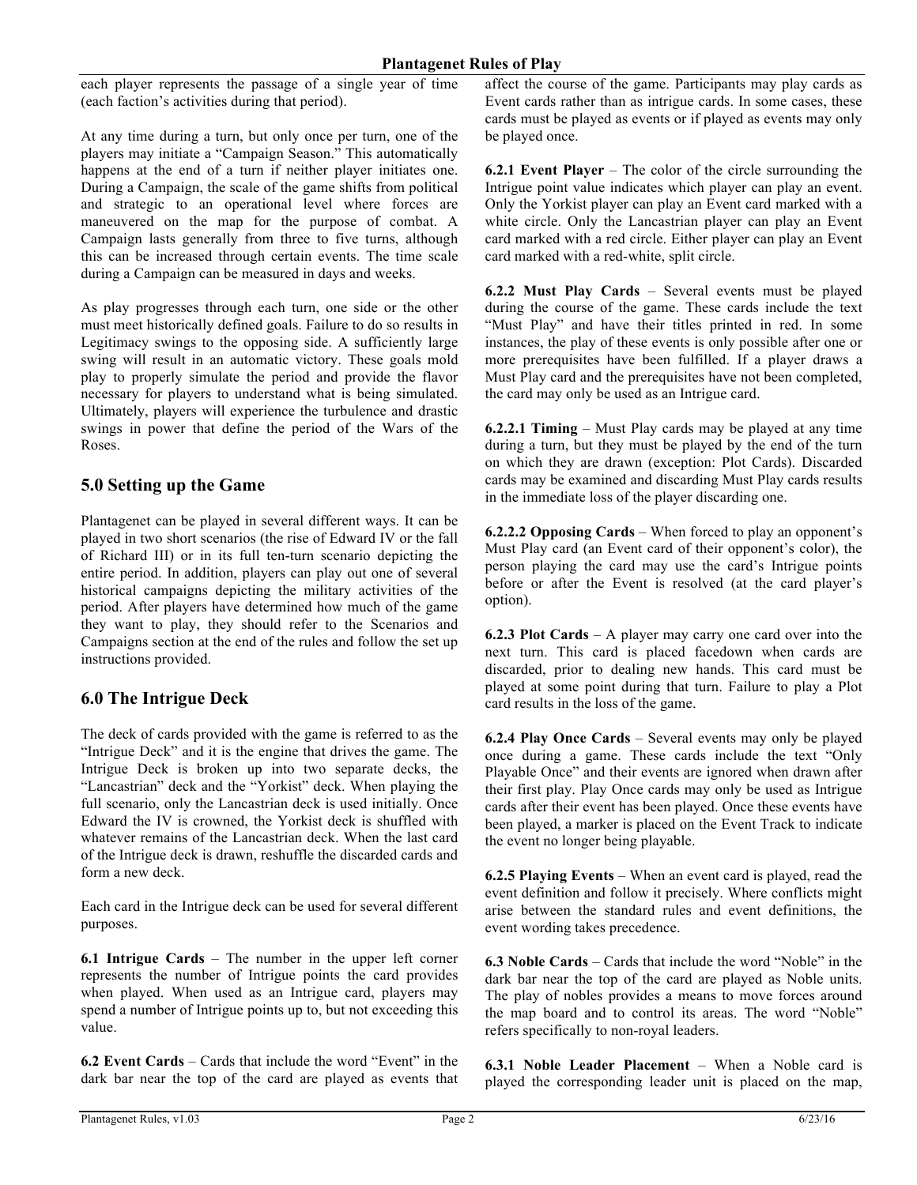each player represents the passage of a single year of time (each faction's activities during that period).

At any time during a turn, but only once per turn, one of the players may initiate a "Campaign Season." This automatically happens at the end of a turn if neither player initiates one. During a Campaign, the scale of the game shifts from political and strategic to an operational level where forces are maneuvered on the map for the purpose of combat. A Campaign lasts generally from three to five turns, although this can be increased through certain events. The time scale during a Campaign can be measured in days and weeks.

As play progresses through each turn, one side or the other must meet historically defined goals. Failure to do so results in Legitimacy swings to the opposing side. A sufficiently large swing will result in an automatic victory. These goals mold play to properly simulate the period and provide the flavor necessary for players to understand what is being simulated. Ultimately, players will experience the turbulence and drastic swings in power that define the period of the Wars of the Roses.

## 5.0 Setting up the Game

Plantagenet can be played in several different ways. It can be played in two short scenarios (the rise of Edward IV or the fall of Richard III) or in its full ten-turn scenario depicting the entire period. In addition, players can play out one of several historical campaigns depicting the military activities of the period. After players have determined how much of the game they want to play, they should refer to the Scenarios and Campaigns section at the end of the rules and follow the set up instructions provided.

## 6.0 The Intrigue Deck

The deck of cards provided with the game is referred to as the "Intrigue Deck" and it is the engine that drives the game. The Intrigue Deck is broken up into two separate decks, the "Lancastrian" deck and the "Yorkist" deck. When playing the full scenario, only the Lancastrian deck is used initially. Once Edward the IV is crowned, the Yorkist deck is shuffled with whatever remains of the Lancastrian deck. When the last card of the Intrigue deck is drawn, reshuffle the discarded cards and form a new deck.

Each card in the Intrigue deck can be used for several different purposes.

**6.1 Intrigue Cards** – The number in the upper left corner represents the number of Intrigue points the card provides when played. When used as an Intrigue card, players may spend a number of Intrigue points up to, but not exceeding this value.

**6.2 Event Cards** – Cards that include the word "Event" in the dark bar near the top of the card are played as events that affect the course of the game. Participants may play cards as Event cards rather than as intrigue cards. In some cases, these cards must be played as events or if played as events may only be played once.

**6.2.1 Event Player** – The color of the circle surrounding the Intrigue point value indicates which player can play an event. Only the Yorkist player can play an Event card marked with a white circle. Only the Lancastrian player can play an Event card marked with a red circle. Either player can play an Event card marked with a red-white, split circle.

**6.2.2 Must Play Cards** – Several events must be played during the course of the game. These cards include the text "Must Play" and have their titles printed in red. In some instances, the play of these events is only possible after one or more prerequisites have been fulfilled. If a player draws a Must Play card and the prerequisites have not been completed, the card may only be used as an Intrigue card.

**6.2.2.1 Timing** – Must Play cards may be played at any time during a turn, but they must be played by the end of the turn on which they are drawn (exception: Plot Cards). Discarded cards may be examined and discarding Must Play cards results in the immediate loss of the player discarding one.

**6.2.2.2 Opposing Cards** – When forced to play an opponent's Must Play card (an Event card of their opponent's color), the person playing the card may use the card's Intrigue points before or after the Event is resolved (at the card player's option).

**6.2.3 Plot Cards** – A player may carry one card over into the next turn. This card is placed facedown when cards are discarded, prior to dealing new hands. This card must be played at some point during that turn. Failure to play a Plot card results in the loss of the game.

**6.2.4 Play Once Cards** – Several events may only be played once during a game. These cards include the text "Only Playable Once" and their events are ignored when drawn after their first play. Play Once cards may only be used as Intrigue cards after their event has been played. Once these events have been played, a marker is placed on the Event Track to indicate the event no longer being playable.

**6.2.5 Playing Events** – When an event card is played, read the event definition and follow it precisely. Where conflicts might arise between the standard rules and event definitions, the event wording takes precedence.

**6.3 Noble Cards** – Cards that include the word "Noble" in the dark bar near the top of the card are played as Noble units. The play of nobles provides a means to move forces around the map board and to control its areas. The word "Noble" refers specifically to non-royal leaders.

**6.3.1 Noble Leader Placement** – When a Noble card is played the corresponding leader unit is placed on the map,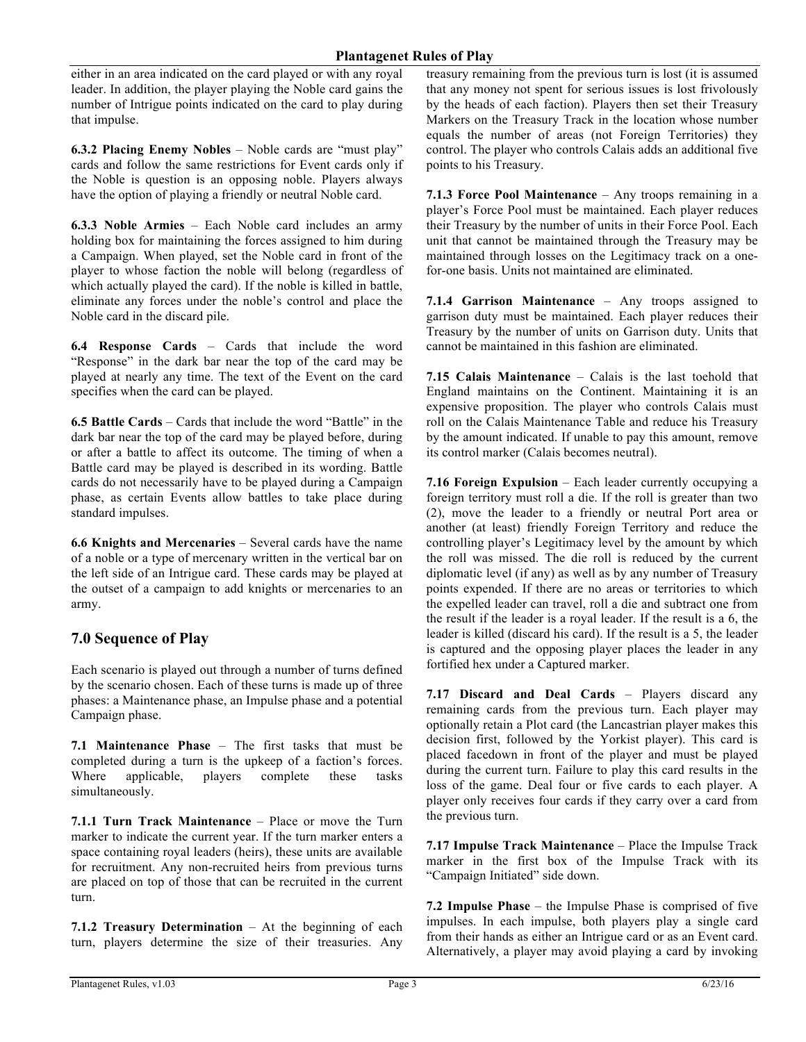either in an area indicated on the card played or with any royal leader. In addition, the player playing the Noble card gains the number of Intrigue points indicated on the card to play during that impulse.

**6.3.2 Placing Enemy Nobles** – Noble cards are "must play" cards and follow the same restrictions for Event cards only if the Noble is question is an opposing noble. Players always have the option of playing a friendly or neutral Noble card.

**6.3.3 Noble Armies** – Each Noble card includes an army holding box for maintaining the forces assigned to him during a Campaign. When played, set the Noble card in front of the player to whose faction the noble will belong (regardless of which actually played the card). If the noble is killed in battle, eliminate any forces under the noble's control and place the Noble card in the discard pile.

**6.4 Response Cards** – Cards that include the word "Response" in the dark bar near the top of the card may be played at nearly any time. The text of the Event on the card specifies when the card can be played.

**6.5 Battle Cards** – Cards that include the word "Battle" in the dark bar near the top of the card may be played before, during or after a battle to affect its outcome. The timing of when a Battle card may be played is described in its wording. Battle cards do not necessarily have to be played during a Campaign phase, as certain Events allow battles to take place during standard impulses.

**6.6 Knights and Mercenaries** – Several cards have the name of a noble or a type of mercenary written in the vertical bar on the left side of an Intrigue card. These cards may be played at the outset of a campaign to add knights or mercenaries to an army.

## 7.0 Sequence of Play

Each scenario is played out through a number of turns defined by the scenario chosen. Each of these turns is made up of three phases: a Maintenance phase, an Impulse phase and a potential Campaign phase.

**7.1 Maintenance Phase** – The first tasks that must be completed during a turn is the upkeep of a faction's forces. Where applicable, players complete these tasks simultaneously.

**7.1.1 Turn Track Maintenance** – Place or move the Turn marker to indicate the current year. If the turn marker enters a space containing royal leaders (heirs), these units are available for recruitment. Any non-recruited heirs from previous turns are placed on top of those that can be recruited in the current turn.

**7.1.2 Treasury Determination** – At the beginning of each turn, players determine the size of their treasuries. Any treasury remaining from the previous turn is lost (it is assumed that any money not spent for serious issues is lost frivolously by the heads of each faction). Players then set their Treasury Markers on the Treasury Track in the location whose number equals the number of areas (not Foreign Territories) they control. The player who controls Calais adds an additional five points to his Treasury.

**7.1.3 Force Pool Maintenance** – Any troops remaining in a player's Force Pool must be maintained. Each player reduces their Treasury by the number of units in their Force Pool. Each unit that cannot be maintained through the Treasury may be maintained through losses on the Legitimacy track on a one-for-one basis. Units not maintained are eliminated.

**7.1.4 Garrison Maintenance** – Any troops assigned to garrison duty must be maintained. Each player reduces their Treasury by the number of units on Garrison duty. Units that cannot be maintained in this fashion are eliminated.

**7.15 Calais Maintenance** – Calais is the last toehold that England maintains on the Continent. Maintaining it is an expensive proposition. The player who controls Calais must roll on the Calais Maintenance Table and reduce his Treasury by the amount indicated. If unable to pay this amount, remove its control marker (Calais becomes neutral).

**7.16 Foreign Expulsion** – Each leader currently occupying a foreign territory must roll a die. If the roll is greater than two (2), move the leader to a friendly or neutral Port area or another (at least) friendly Foreign Territory and reduce the controlling player's Legitimacy level by the amount by which the roll was missed. The die roll is reduced by the current diplomatic level (if any) as well as by any number of Treasury points expended. If there are no areas or territories to which the expelled leader can travel, roll a die and subtract one from the result if the leader is a royal leader. If the result is a 6, the leader is killed (discard his card). If the result is a 5, the leader is captured and the opposing player places the leader in any fortified hex under a Captured marker.

**7.17 Discard and Deal Cards** – Players discard any remaining cards from the previous turn. Each player may optionally retain a Plot card (the Lancastrian player makes this decision first, followed by the Yorkist player). This card is placed facedown in front of the player and must be played during the current turn. Failure to play this card results in the loss of the game. Deal four or five cards to each player. A player only receives four cards if they carry over a card from the previous turn.

**7.17 Impulse Track Maintenance** – Place the Impulse Track marker in the first box of the Impulse Track with its "Campaign Initiated" side down.

**7.2 Impulse Phase** – the Impulse Phase is comprised of five impulses. In each impulse, both players play a single card from their hands as either an Intrigue card or as an Event card. Alternatively, a player may avoid playing a card by invoking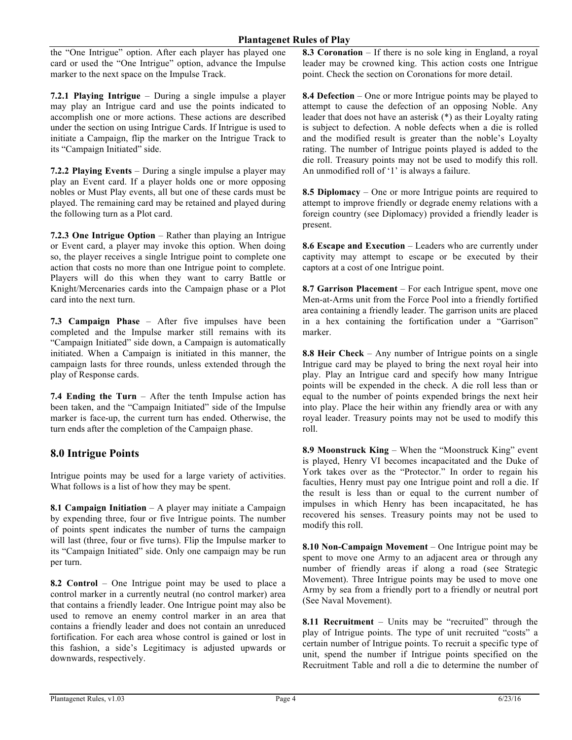the "One Intrigue" option. After each player has played one card or used the "One Intrigue" option, advance the Impulse marker to the next space on the Impulse Track.

**7.2.1 Playing Intrigue** – During a single impulse a player may play an Intrigue card and use the points indicated to accomplish one or more actions. These actions are described under the section on using Intrigue Cards. If Intrigue is used to initiate a Campaign, flip the marker on the Intrigue Track to its "Campaign Initiated" side.

**7.2.2 Playing Events** – During a single impulse a player may play an Event card. If a player holds one or more opposing nobles or Must Play events, all but one of these cards must be played. The remaining card may be retained and played during the following turn as a Plot card.

**7.2.3 One Intrigue Option** – Rather than playing an Intrigue or Event card, a player may invoke this option. When doing so, the player receives a single Intrigue point to complete one action that costs no more than one Intrigue point to complete. Players will do this when they want to carry Battle or Knight/Mercenaries cards into the Campaign phase or a Plot card into the next turn.

**7.3 Campaign Phase** – After five impulses have been completed and the Impulse marker still remains with its "Campaign Initiated" side down, a Campaign is automatically initiated. When a Campaign is initiated in this manner, the campaign lasts for three rounds, unless extended through the play of Response cards.

**7.4 Ending the Turn** – After the tenth Impulse action has been taken, and the "Campaign Initiated" side of the Impulse marker is face-up, the current turn has ended. Otherwise, the turn ends after the completion of the Campaign phase.

## 8.0 Intrigue Points

Intrigue points may be used for a large variety of activities. What follows is a list of how they may be spent.

**8.1 Campaign Initiation** – A player may initiate a Campaign by expending three, four or five Intrigue points. The number of points spent indicates the number of turns the campaign will last (three, four or five turns). Flip the Impulse marker to its "Campaign Initiated" side. Only one campaign may be run per turn.

**8.2 Control** – One Intrigue point may be used to place a control marker in a currently neutral (no control marker) area that contains a friendly leader. One Intrigue point may also be used to remove an enemy control marker in an area that contains a friendly leader and does not contain an unreduced fortification. For each area whose control is gained or lost in this fashion, a side's Legitimacy is adjusted upwards or downwards, respectively.

**8.3 Coronation** – If there is no sole king in England, a royal leader may be crowned king. This action costs one Intrigue point. Check the section on Coronations for more detail.

**8.4 Defection** – One or more Intrigue points may be played to attempt to cause the defection of an opposing Noble. Any leader that does not have an asterisk (*) as their Loyalty rating is subject to defection. A noble defects when a die is rolled and the modified result is greater than the noble's Loyalty rating. The number of Intrigue points played is added to the die roll. Treasury points may not be used to modify this roll. An unmodified roll of '1' is always a failure.

**8.5 Diplomacy** – One or more Intrigue points are required to attempt to improve friendly or degrade enemy relations with a foreign country (see Diplomacy) provided a friendly leader is present.

**8.6 Escape and Execution** – Leaders who are currently under captivity may attempt to escape or be executed by their captors at a cost of one Intrigue point.

**8.7 Garrison Placement** – For each Intrigue spent, move one Men-at-Arms unit from the Force Pool into a friendly fortified area containing a friendly leader. The garrison units are placed in a hex containing the fortification under a "Garrison" marker.

**8.8 Heir Check** – Any number of Intrigue points on a single Intrigue card may be played to bring the next royal heir into play. Play an Intrigue card and specify how many Intrigue points will be expended in the check. A die roll less than or equal to the number of points expended brings the next heir into play. Place the heir within any friendly area or with any royal leader. Treasury points may not be used to modify this roll.

**8.9 Moonstruck King** – When the "Moonstruck King" event is played, Henry VI becomes incapacitated and the Duke of York takes over as the "Protector." In order to regain his faculties, Henry must pay one Intrigue point and roll a die. If the result is less than or equal to the current number of impulses in which Henry has been incapacitated, he has recovered his senses. Treasury points may not be used to modify this roll.

**8.10 Non-Campaign Movement** – One Intrigue point may be spent to move one Army to an adjacent area or through any number of friendly areas if along a road (see Strategic Movement). Three Intrigue points may be used to move one Army by sea from a friendly port to a friendly or neutral port (See Naval Movement).

**8.11 Recruitment** – Units may be "recruited" through the play of Intrigue points. The type of unit recruited "costs" a certain number of Intrigue points. To recruit a specific type of unit, spend the number if Intrigue points specified on the Recruitment Table and roll a die to determine the number of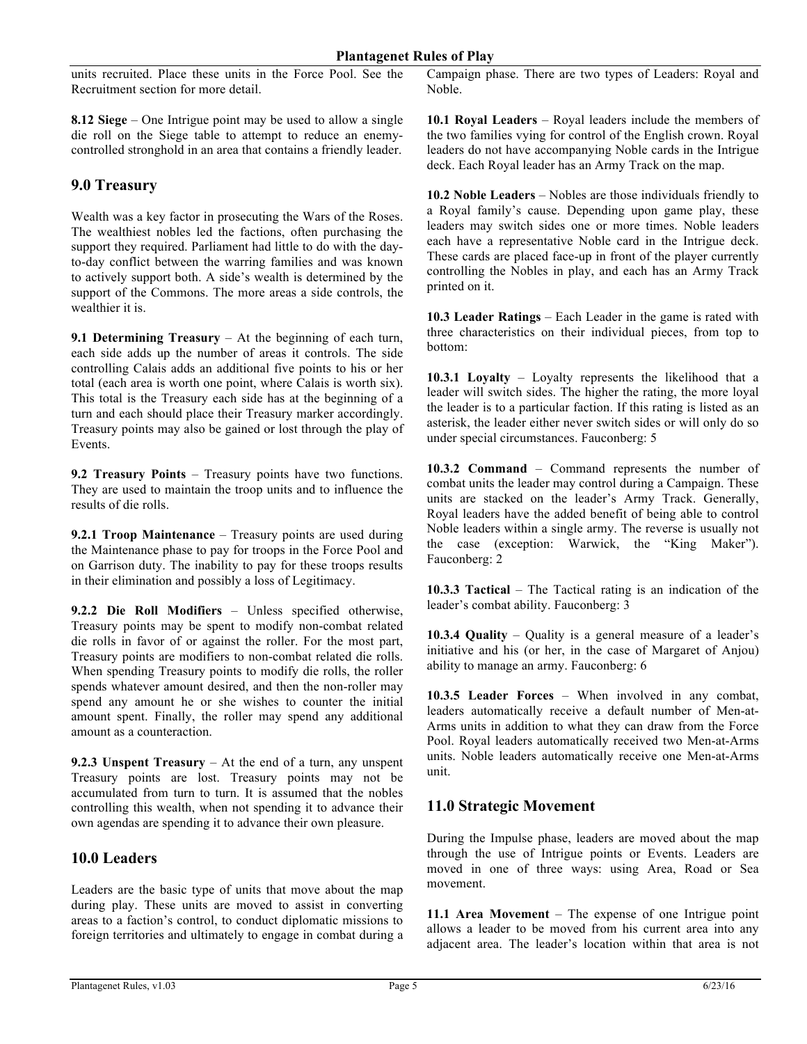units recruited. Place these units in the Force Pool. See the Recruitment section for more detail.

**8.12 Siege** – One Intrigue point may be used to allow a single die roll on the Siege table to attempt to reduce an enemy-controlled stronghold in an area that contains a friendly leader.

## 9.0 Treasury

Wealth was a key factor in prosecuting the Wars of the Roses. The wealthiest nobles led the factions, often purchasing the support they required. Parliament had little to do with the day-to-day conflict between the warring families and was known to actively support both. A side's wealth is determined by the support of the Commons. The more areas a side controls, the wealthier it is.

**9.1 Determining Treasury** – At the beginning of each turn, each side adds up the number of areas it controls. The side controlling Calais adds an additional five points to his or her total (each area is worth one point, where Calais is worth six). This total is the Treasury each side has at the beginning of a turn and each should place their Treasury marker accordingly. Treasury points may also be gained or lost through the play of Events.

**9.2 Treasury Points** – Treasury points have two functions. They are used to maintain the troop units and to influence the results of die rolls.

**9.2.1 Troop Maintenance** – Treasury points are used during the Maintenance phase to pay for troops in the Force Pool and on Garrison duty. The inability to pay for these troops results in their elimination and possibly a loss of Legitimacy.

**9.2.2 Die Roll Modifiers** – Unless specified otherwise, Treasury points may be spent to modify non-combat related die rolls in favor of or against the roller. For the most part, Treasury points are modifiers to non-combat related die rolls. When spending Treasury points to modify die rolls, the roller spends whatever amount desired, and then the non-roller may spend any amount he or she wishes to counter the initial amount spent. Finally, the roller may spend any additional amount as a counteraction.

**9.2.3 Unspent Treasury** – At the end of a turn, any unspent Treasury points are lost. Treasury points may not be accumulated from turn to turn. It is assumed that the nobles controlling this wealth, when not spending it to advance their own agendas are spending it to advance their own pleasure.

## 10.0 Leaders

Leaders are the basic type of units that move about the map during play. These units are moved to assist in converting areas to a faction's control, to conduct diplomatic missions to foreign territories and ultimately to engage in combat during a Campaign phase. There are two types of Leaders: Royal and Noble.

**10.1 Royal Leaders** – Royal leaders include the members of the two families vying for control of the English crown. Royal leaders do not have accompanying Noble cards in the Intrigue deck. Each Royal leader has an Army Track on the map.

**10.2 Noble Leaders** – Nobles are those individuals friendly to a Royal family's cause. Depending upon game play, these leaders may switch sides one or more times. Noble leaders each have a representative Noble card in the Intrigue deck. These cards are placed face-up in front of the player currently controlling the Nobles in play, and each has an Army Track printed on it.

**10.3 Leader Ratings** – Each Leader in the game is rated with three characteristics on their individual pieces, from top to bottom:

**10.3.1 Loyalty** – Loyalty represents the likelihood that a leader will switch sides. The higher the rating, the more loyal the leader is to a particular faction. If this rating is listed as an asterisk, the leader either never switch sides or will only do so under special circumstances. Fauconberg: 5

**10.3.2 Command** – Command represents the number of combat units the leader may control during a Campaign. These units are stacked on the leader's Army Track. Generally, Royal leaders have the added benefit of being able to control Noble leaders within a single army. The reverse is usually not the case (exception: Warwick, the "King Maker"). Fauconberg: 2

**10.3.3 Tactical** – The Tactical rating is an indication of the leader's combat ability. Fauconberg: 3

**10.3.4 Quality** – Quality is a general measure of a leader's initiative and his (or her, in the case of Margaret of Anjou) ability to manage an army. Fauconberg: 6

**10.3.5 Leader Forces** – When involved in any combat, leaders automatically receive a default number of Men-at-Arms units in addition to what they can draw from the Force Pool. Royal leaders automatically received two Men-at-Arms units. Noble leaders automatically receive one Men-at-Arms unit.

## 11.0 Strategic Movement

During the Impulse phase, leaders are moved about the map through the use of Intrigue points or Events. Leaders are moved in one of three ways: using Area, Road or Sea movement.

**11.1 Area Movement** – The expense of one Intrigue point allows a leader to be moved from his current area into any adjacent area. The leader's location within that area is not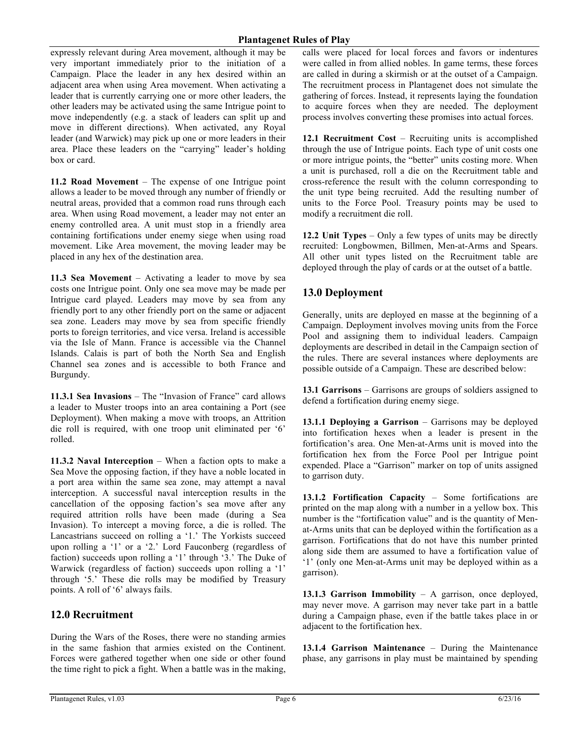expressly relevant during Area movement, although it may be very important immediately prior to the initiation of a Campaign. Place the leader in any hex desired within an adjacent area when using Area movement. When activating a leader that is currently carrying one or more other leaders, the other leaders may be activated using the same Intrigue point to move independently (e.g. a stack of leaders can split up and move in different directions). When activated, any Royal leader (and Warwick) may pick up one or more leaders in their area. Place these leaders on the "carrying" leader's holding box or card.

**11.2 Road Movement** – The expense of one Intrigue point allows a leader to be moved through any number of friendly or neutral areas, provided that a common road runs through each area. When using Road movement, a leader may not enter an enemy controlled area. A unit must stop in a friendly area containing fortifications under enemy siege when using road movement. Like Area movement, the moving leader may be placed in any hex of the destination area.

**11.3 Sea Movement** – Activating a leader to move by sea costs one Intrigue point. Only one sea move may be made per Intrigue card played. Leaders may move by sea from any friendly port to any other friendly port on the same or adjacent sea zone. Leaders may move by sea from specific friendly ports to foreign territories, and vice versa. Ireland is accessible via the Isle of Mann. France is accessible via the Channel Islands. Calais is part of both the North Sea and English Channel sea zones and is accessible to both France and Burgundy.

**11.3.1 Sea Invasions** – The "Invasion of France" card allows a leader to Muster troops into an area containing a Port (see Deployment). When making a move with troops, an Attrition die roll is required, with one troop unit eliminated per '6' rolled.

**11.3.2 Naval Interception** – When a faction opts to make a Sea Move the opposing faction, if they have a noble located in a port area within the same sea zone, may attempt a naval interception. A successful naval interception results in the cancellation of the opposing faction's sea move after any required attrition rolls have been made (during a Sea Invasion). To intercept a moving force, a die is rolled. The Lancastrians succeed on rolling a '1.' The Yorkists succeed upon rolling a '1' or a '2.' Lord Fauconberg (regardless of faction) succeeds upon rolling a '1' through '3.' The Duke of Warwick (regardless of faction) succeeds upon rolling a '1' through '5.' These die rolls may be modified by Treasury points. A roll of '6' always fails.

## 12.0 Recruitment

During the Wars of the Roses, there were no standing armies in the same fashion that armies existed on the Continent. Forces were gathered together when one side or other found the time right to pick a fight. When a battle was in the making, calls were placed for local forces and favors or indentures were called in from allied nobles. In game terms, these forces are called in during a skirmish or at the outset of a Campaign. The recruitment process in Plantagenet does not simulate the gathering of forces. Instead, it represents laying the foundation to acquire forces when they are needed. The deployment process involves converting these promises into actual forces.

**12.1 Recruitment Cost** – Recruiting units is accomplished through the use of Intrigue points. Each type of unit costs one or more intrigue points, the "better" units costing more. When a unit is purchased, roll a die on the Recruitment table and cross-reference the result with the column corresponding to the unit type being recruited. Add the resulting number of units to the Force Pool. Treasury points may be used to modify a recruitment die roll.

**12.2 Unit Types** – Only a few types of units may be directly recruited: Longbowmen, Billmen, Men-at-Arms and Spears. All other unit types listed on the Recruitment table are deployed through the play of cards or at the outset of a battle.

## 13.0 Deployment

Generally, units are deployed en masse at the beginning of a Campaign. Deployment involves moving units from the Force Pool and assigning them to individual leaders. Campaign deployments are described in detail in the Campaign section of the rules. There are several instances where deployments are possible outside of a Campaign. These are described below:

**13.1 Garrisons** – Garrisons are groups of soldiers assigned to defend a fortification during enemy siege.

**13.1.1 Deploying a Garrison** – Garrisons may be deployed into fortification hexes when a leader is present in the fortification's area. One Men-at-Arms unit is moved into the fortification hex from the Force Pool per Intrigue point expended. Place a "Garrison" marker on top of units assigned to garrison duty.

**13.1.2 Fortification Capacity** – Some fortifications are printed on the map along with a number in a yellow box. This number is the "fortification value" and is the quantity of Men-at-Arms units that can be deployed within the fortification as a garrison. Fortifications that do not have this number printed along side them are assumed to have a fortification value of '1' (only one Men-at-Arms unit may be deployed within as a garrison).

**13.1.3 Garrison Immobility** – A garrison, once deployed, may never move. A garrison may never take part in a battle during a Campaign phase, even if the battle takes place in or adjacent to the fortification hex.

**13.1.4 Garrison Maintenance** – During the Maintenance phase, any garrisons in play must be maintained by spending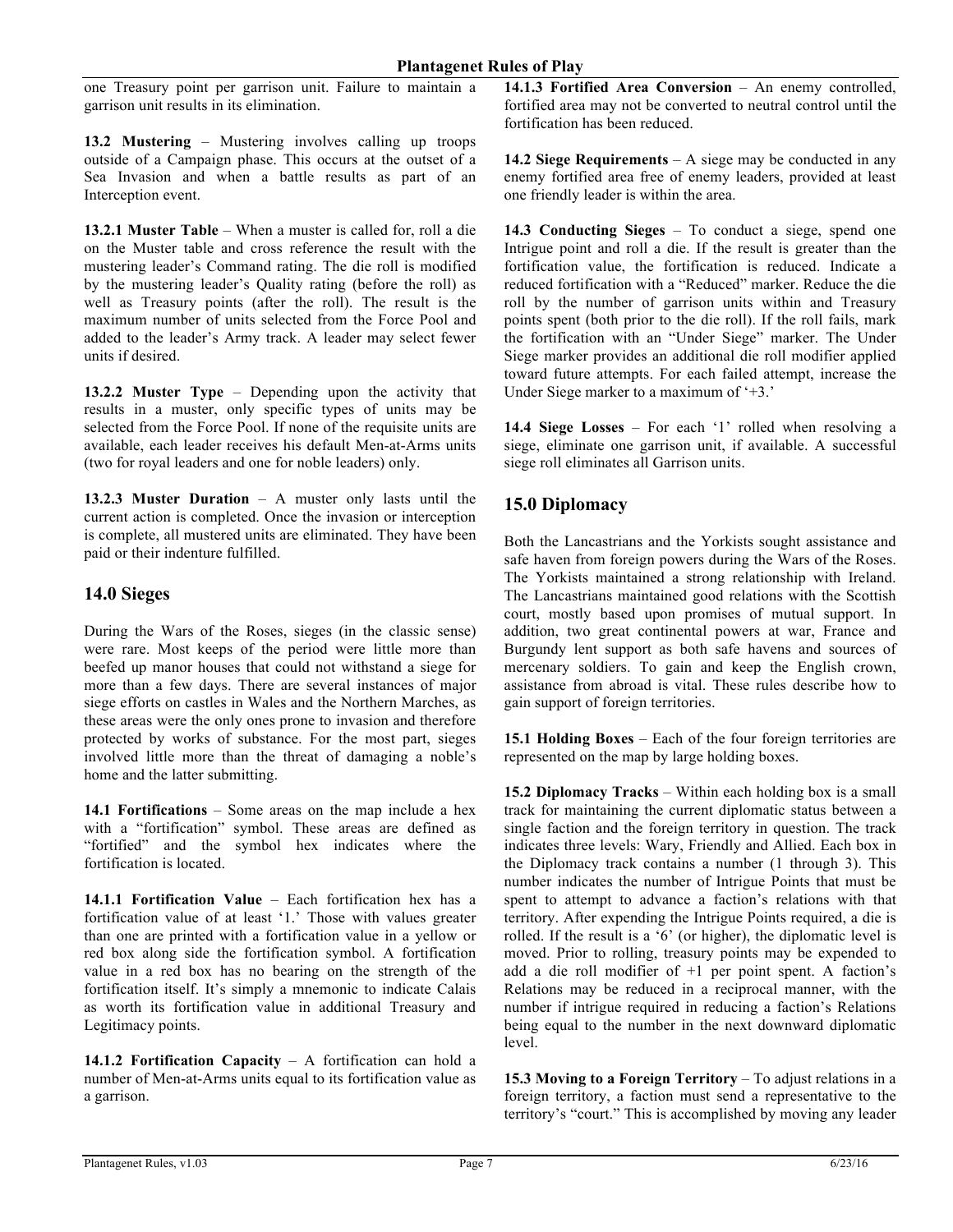one Treasury point per garrison unit. Failure to maintain a garrison unit results in its elimination.

**13.2 Mustering** – Mustering involves calling up troops outside of a Campaign phase. This occurs at the outset of a Sea Invasion and when a battle results as part of an Interception event.

**13.2.1 Muster Table** – When a muster is called for, roll a die on the Muster table and cross reference the result with the mustering leader's Command rating. The die roll is modified by the mustering leader's Quality rating (before the roll) as well as Treasury points (after the roll). The result is the maximum number of units selected from the Force Pool and added to the leader's Army track. A leader may select fewer units if desired.

**13.2.2 Muster Type** – Depending upon the activity that results in a muster, only specific types of units may be selected from the Force Pool. If none of the requisite units are available, each leader receives his default Men-at-Arms units (two for royal leaders and one for noble leaders) only.

**13.2.3 Muster Duration** – A muster only lasts until the current action is completed. Once the invasion or interception is complete, all mustered units are eliminated. They have been paid or their indenture fulfilled.

## 14.0 Sieges

During the Wars of the Roses, sieges (in the classic sense) were rare. Most keeps of the period were little more than beefed up manor houses that could not withstand a siege for more than a few days. There are several instances of major siege efforts on castles in Wales and the Northern Marches, as these areas were the only ones prone to invasion and therefore protected by works of substance. For the most part, sieges involved little more than the threat of damaging a noble's home and the latter submitting.

**14.1 Fortifications** – Some areas on the map include a hex with a "fortification" symbol. These areas are defined as "fortified" and the symbol hex indicates where the fortification is located.

**14.1.1 Fortification Value** – Each fortification hex has a fortification value of at least '1.' Those with values greater than one are printed with a fortification value in a yellow or red box along side the fortification symbol. A fortification value in a red box has no bearing on the strength of the fortification itself. It's simply a mnemonic to indicate Calais as worth its fortification value in additional Treasury and Legitimacy points.

**14.1.2 Fortification Capacity** – A fortification can hold a number of Men-at-Arms units equal to its fortification value as a garrison.

**14.1.3 Fortified Area Conversion** – An enemy controlled, fortified area may not be converted to neutral control until the fortification has been reduced.

**14.2 Siege Requirements** – A siege may be conducted in any enemy fortified area free of enemy leaders, provided at least one friendly leader is within the area.

**14.3 Conducting Sieges** – To conduct a siege, spend one Intrigue point and roll a die. If the result is greater than the fortification value, the fortification is reduced. Indicate a reduced fortification with a "Reduced" marker. Reduce the die roll by the number of garrison units within and Treasury points spent (both prior to the die roll). If the roll fails, mark the fortification with an "Under Siege" marker. The Under Siege marker provides an additional die roll modifier applied toward future attempts. For each failed attempt, increase the Under Siege marker to a maximum of '+3.'

**14.4 Siege Losses** – For each '1' rolled when resolving a siege, eliminate one garrison unit, if available. A successful siege roll eliminates all Garrison units.

## 15.0 Diplomacy

Both the Lancastrians and the Yorkists sought assistance and safe haven from foreign powers during the Wars of the Roses. The Yorkists maintained a strong relationship with Ireland. The Lancastrians maintained good relations with the Scottish court, mostly based upon promises of mutual support. In addition, two great continental powers at war, France and Burgundy lent support as both safe havens and sources of mercenary soldiers. To gain and keep the English crown, assistance from abroad is vital. These rules describe how to gain support of foreign territories.

**15.1 Holding Boxes** – Each of the four foreign territories are represented on the map by large holding boxes.

**15.2 Diplomacy Tracks** – Within each holding box is a small track for maintaining the current diplomatic status between a single faction and the foreign territory in question. The track indicates three levels: Wary, Friendly and Allied. Each box in the Diplomacy track contains a number (1 through 3). This number indicates the number of Intrigue Points that must be spent to attempt to advance a faction's relations with that territory. After expending the Intrigue Points required, a die is rolled. If the result is a '6' (or higher), the diplomatic level is moved. Prior to rolling, treasury points may be expended to add a die roll modifier of +1 per point spent. A faction's Relations may be reduced in a reciprocal manner, with the number if intrigue required in reducing a faction's Relations being equal to the number in the next downward diplomatic level.

**15.3 Moving to a Foreign Territory** – To adjust relations in a foreign territory, a faction must send a representative to the territory's "court." This is accomplished by moving any leader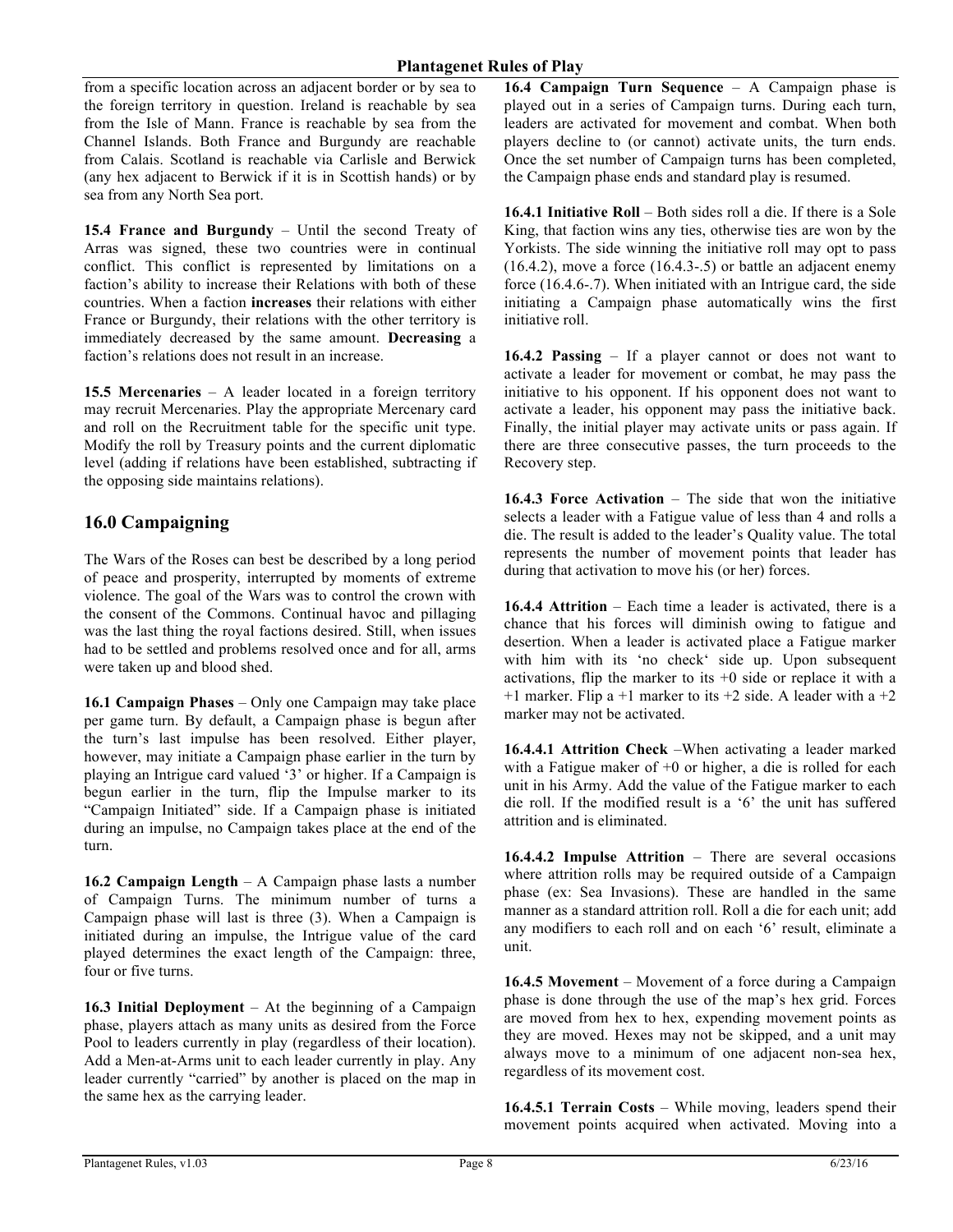from a specific location across an adjacent border or by sea to the foreign territory in question. Ireland is reachable by sea from the Isle of Mann. France is reachable by sea from the Channel Islands. Both France and Burgundy are reachable from Calais. Scotland is reachable via Carlisle and Berwick (any hex adjacent to Berwick if it is in Scottish hands) or by sea from any North Sea port.

**15.4 France and Burgundy** – Until the second Treaty of Arras was signed, these two countries were in continual conflict. This conflict is represented by limitations on a faction's ability to increase their Relations with both of these countries. When a faction **increases** their relations with either France or Burgundy, their relations with the other territory is immediately decreased by the same amount. **Decreasing** a faction's relations does not result in an increase.

**15.5 Mercenaries** – A leader located in a foreign territory may recruit Mercenaries. Play the appropriate Mercenary card and roll on the Recruitment table for the specific unit type. Modify the roll by Treasury points and the current diplomatic level (adding if relations have been established, subtracting if the opposing side maintains relations).

## 16.0 Campaigning

The Wars of the Roses can best be described by a long period of peace and prosperity, interrupted by moments of extreme violence. The goal of the Wars was to control the crown with the consent of the Commons. Continual havoc and pillaging was the last thing the royal factions desired. Still, when issues had to be settled and problems resolved once and for all, arms were taken up and blood shed.

**16.1 Campaign Phases** – Only one Campaign may take place per game turn. By default, a Campaign phase is begun after the turn's last impulse has been resolved. Either player, however, may initiate a Campaign phase earlier in the turn by playing an Intrigue card valued '3' or higher. If a Campaign is begun earlier in the turn, flip the Impulse marker to its "Campaign Initiated" side. If a Campaign phase is initiated during an impulse, no Campaign takes place at the end of the turn.

**16.2 Campaign Length** – A Campaign phase lasts a number of Campaign Turns. The minimum number of turns a Campaign phase will last is three (3). When a Campaign is initiated during an impulse, the Intrigue value of the card played determines the exact length of the Campaign: three, four or five turns.

**16.3 Initial Deployment** – At the beginning of a Campaign phase, players attach as many units as desired from the Force Pool to leaders currently in play (regardless of their location). Add a Men-at-Arms unit to each leader currently in play. Any leader currently "carried" by another is placed on the map in the same hex as the carrying leader.

**16.4 Campaign Turn Sequence** – A Campaign phase is played out in a series of Campaign turns. During each turn, leaders are activated for movement and combat. When both players decline to (or cannot) activate units, the turn ends. Once the set number of Campaign turns has been completed, the Campaign phase ends and standard play is resumed.

**16.4.1 Initiative Roll** – Both sides roll a die. If there is a Sole King, that faction wins any ties, otherwise ties are won by the Yorkists. The side winning the initiative roll may opt to pass (16.4.2), move a force (16.4.3-.5) or battle an adjacent enemy force (16.4.6-.7). When initiated with an Intrigue card, the side initiating a Campaign phase automatically wins the first initiative roll.

**16.4.2 Passing** – If a player cannot or does not want to activate a leader for movement or combat, he may pass the initiative to his opponent. If his opponent does not want to activate a leader, his opponent may pass the initiative back. Finally, the initial player may activate units or pass again. If there are three consecutive passes, the turn proceeds to the Recovery step.

**16.4.3 Force Activation** – The side that won the initiative selects a leader with a Fatigue value of less than 4 and rolls a die. The result is added to the leader's Quality value. The total represents the number of movement points that leader has during that activation to move his (or her) forces.

**16.4.4 Attrition** – Each time a leader is activated, there is a chance that his forces will diminish owing to fatigue and desertion. When a leader is activated place a Fatigue marker with him with its 'no check' side up. Upon subsequent activations, flip the marker to its +0 side or replace it with a +1 marker. Flip a +1 marker to its +2 side. A leader with a +2 marker may not be activated.

**16.4.4.1 Attrition Check** –When activating a leader marked with a Fatigue maker of +0 or higher, a die is rolled for each unit in his Army. Add the value of the Fatigue marker to each die roll. If the modified result is a '6' the unit has suffered attrition and is eliminated.

**16.4.4.2 Impulse Attrition** – There are several occasions where attrition rolls may be required outside of a Campaign phase (ex: Sea Invasions). These are handled in the same manner as a standard attrition roll. Roll a die for each unit; add any modifiers to each roll and on each '6' result, eliminate a unit.

**16.4.5 Movement** – Movement of a force during a Campaign phase is done through the use of the map's hex grid. Forces are moved from hex to hex, expending movement points as they are moved. Hexes may not be skipped, and a unit may always move to a minimum of one adjacent non-sea hex, regardless of its movement cost.

**16.4.5.1 Terrain Costs** – While moving, leaders spend their movement points acquired when activated. Moving into a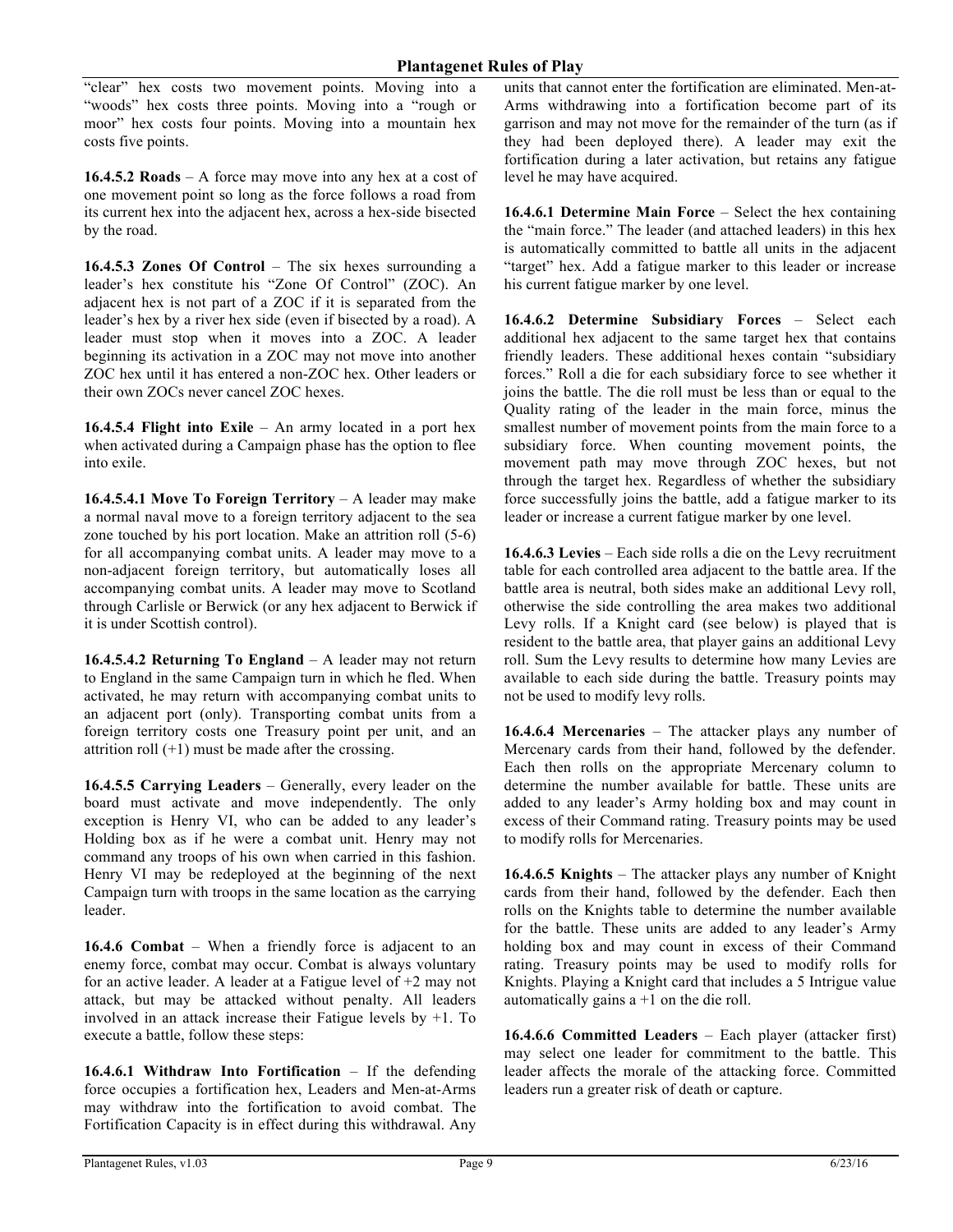"clear" hex costs two movement points. Moving into a "woods" hex costs three points. Moving into a "rough or moor" hex costs four points. Moving into a mountain hex costs five points.

**16.4.5.2 Roads** – A force may move into any hex at a cost of one movement point so long as the force follows a road from its current hex into the adjacent hex, across a hex-side bisected by the road.

**16.4.5.3 Zones Of Control** – The six hexes surrounding a leader's hex constitute his "Zone Of Control" (ZOC). An adjacent hex is not part of a ZOC if it is separated from the leader's hex by a river hex side (even if bisected by a road). A leader must stop when it moves into a ZOC. A leader beginning its activation in a ZOC may not move into another ZOC hex until it has entered a non-ZOC hex. Other leaders or their own ZOCs never cancel ZOC hexes.

**16.4.5.4 Flight into Exile** – An army located in a port hex when activated during a Campaign phase has the option to flee into exile.

**16.4.5.4.1 Move To Foreign Territory** – A leader may make a normal naval move to a foreign territory adjacent to the sea zone touched by his port location. Make an attrition roll (5-6) for all accompanying combat units. A leader may move to a non-adjacent foreign territory, but automatically loses all accompanying combat units. A leader may move to Scotland through Carlisle or Berwick (or any hex adjacent to Berwick if it is under Scottish control).

**16.4.5.4.2 Returning To England** – A leader may not return to England in the same Campaign turn in which he fled. When activated, he may return with accompanying combat units to an adjacent port (only). Transporting combat units from a foreign territory costs one Treasury point per unit, and an attrition roll (+1) must be made after the crossing.

**16.4.5.5 Carrying Leaders** – Generally, every leader on the board must activate and move independently. The only exception is Henry VI, who can be added to any leader's Holding box as if he were a combat unit. Henry may not command any troops of his own when carried in this fashion. Henry VI may be redeployed at the beginning of the next Campaign turn with troops in the same location as the carrying leader.

**16.4.6 Combat** – When a friendly force is adjacent to an enemy force, combat may occur. Combat is always voluntary for an active leader. A leader at a Fatigue level of +2 may not attack, but may be attacked without penalty. All leaders involved in an attack increase their Fatigue levels by +1. To execute a battle, follow these steps:

**16.4.6.1 Withdraw Into Fortification** – If the defending force occupies a fortification hex, Leaders and Men-at-Arms may withdraw into the fortification to avoid combat. The Fortification Capacity is in effect during this withdrawal. Any units that cannot enter the fortification are eliminated. Men-at-Arms withdrawing into a fortification become part of its garrison and may not move for the remainder of the turn (as if they had been deployed there). A leader may exit the fortification during a later activation, but retains any fatigue level he may have acquired.

**16.4.6.1 Determine Main Force** – Select the hex containing the "main force." The leader (and attached leaders) in this hex is automatically committed to battle all units in the adjacent "target" hex. Add a fatigue marker to this leader or increase his current fatigue marker by one level.

**16.4.6.2 Determine Subsidiary Forces** – Select each additional hex adjacent to the same target hex that contains friendly leaders. These additional hexes contain "subsidiary forces." Roll a die for each subsidiary force to see whether it joins the battle. The die roll must be less than or equal to the Quality rating of the leader in the main force, minus the smallest number of movement points from the main force to a subsidiary force. When counting movement points, the movement path may move through ZOC hexes, but not through the target hex. Regardless of whether the subsidiary force successfully joins the battle, add a fatigue marker to its leader or increase a current fatigue marker by one level.

**16.4.6.3 Levies** – Each side rolls a die on the Levy recruitment table for each controlled area adjacent to the battle area. If the battle area is neutral, both sides make an additional Levy roll, otherwise the side controlling the area makes two additional Levy rolls. If a Knight card (see below) is played that is resident to the battle area, that player gains an additional Levy roll. Sum the Levy results to determine how many Levies are available to each side during the battle. Treasury points may not be used to modify levy rolls.

**16.4.6.4 Mercenaries** – The attacker plays any number of Mercenary cards from their hand, followed by the defender. Each then rolls on the appropriate Mercenary column to determine the number available for battle. These units are added to any leader's Army holding box and may count in excess of their Command rating. Treasury points may be used to modify rolls for Mercenaries.

**16.4.6.5 Knights** – The attacker plays any number of Knight cards from their hand, followed by the defender. Each then rolls on the Knights table to determine the number available for the battle. These units are added to any leader's Army holding box and may count in excess of their Command rating. Treasury points may be used to modify rolls for Knights. Playing a Knight card that includes a 5 Intrigue value automatically gains a +1 on the die roll.

**16.4.6.6 Committed Leaders** – Each player (attacker first) may select one leader for commitment to the battle. This leader affects the morale of the attacking force. Committed leaders run a greater risk of death or capture.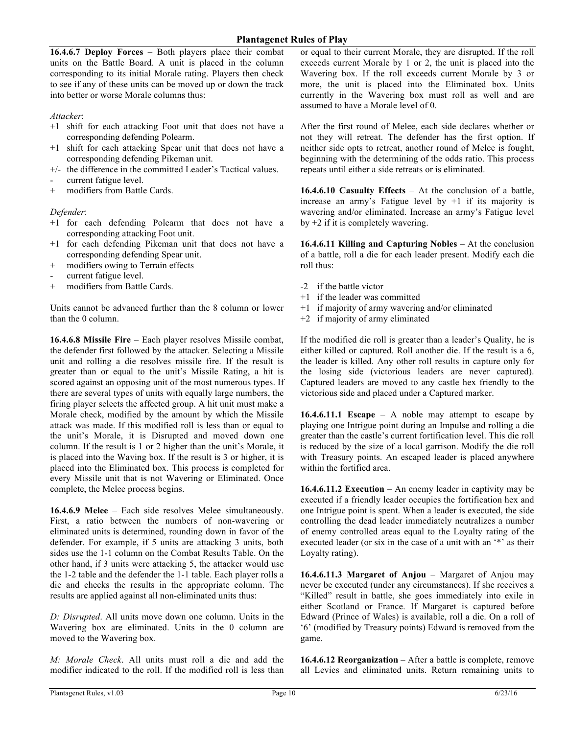**16.4.6.7 Deploy Forces** – Both players place their combat units on the Battle Board. A unit is placed in the column corresponding to its initial Morale rating. Players then check to see if any of these units can be moved up or down the track into better or worse Morale columns thus:

*Attacker*:

- +1 shift for each attacking Foot unit that does not have a corresponding defending Polearm.
- +1 shift for each attacking Spear unit that does not have a corresponding defending Pikeman unit.
- +/- the difference in the committed Leader's Tactical values.
- \- current fatigue level.
- \+ modifiers from Battle Cards.

*Defender*:

- +1 for each defending Polearm that does not have a corresponding attacking Foot unit.
- +1 for each defending Pikeman unit that does not have a corresponding defending Spear unit.
- \+ modifiers owing to Terrain effects
- \- current fatigue level.
- \+ modifiers from Battle Cards.

Units cannot be advanced further than the 8 column or lower than the 0 column.

**16.4.6.8 Missile Fire** – Each player resolves Missile combat, the defender first followed by the attacker. Selecting a Missile unit and rolling a die resolves missile fire. If the result is greater than or equal to the unit's Missile Rating, a hit is scored against an opposing unit of the most numerous types. If there are several types of units with equally large numbers, the firing player selects the affected group. A hit unit must make a Morale check, modified by the amount by which the Missile attack was made. If this modified roll is less than or equal to the unit's Morale, it is Disrupted and moved down one column. If the result is 1 or 2 higher than the unit's Morale, it is placed into the Waving box. If the result is 3 or higher, it is placed into the Eliminated box. This process is completed for every Missile unit that is not Wavering or Eliminated. Once complete, the Melee process begins.

**16.4.6.9 Melee** – Each side resolves Melee simultaneously. First, a ratio between the numbers of non-wavering or eliminated units is determined, rounding down in favor of the defender. For example, if 5 units are attacking 3 units, both sides use the 1-1 column on the Combat Results Table. On the other hand, if 3 units were attacking 5, the attacker would use the 1-2 table and the defender the 1-1 table. Each player rolls a die and checks the results in the appropriate column. The results are applied against all non-eliminated units thus:

*D: Disrupted*. All units move down one column. Units in the Wavering box are eliminated. Units in the 0 column are moved to the Wavering box.

*M: Morale Check*. All units must roll a die and add the modifier indicated to the roll. If the modified roll is less than or equal to their current Morale, they are disrupted. If the roll exceeds current Morale by 1 or 2, the unit is placed into the Wavering box. If the roll exceeds current Morale by 3 or more, the unit is placed into the Eliminated box. Units currently in the Wavering box must roll as well and are assumed to have a Morale level of 0.

After the first round of Melee, each side declares whether or not they will retreat. The defender has the first option. If neither side opts to retreat, another round of Melee is fought, beginning with the determining of the odds ratio. This process repeats until either a side retreats or is eliminated.

**16.4.6.10 Casualty Effects** – At the conclusion of a battle, increase an army's Fatigue level by +1 if its majority is wavering and/or eliminated. Increase an army's Fatigue level by +2 if it is completely wavering.

**16.4.6.11 Killing and Capturing Nobles** – At the conclusion of a battle, roll a die for each leader present. Modify each die roll thus:

- -2 if the battle victor
- +1 if the leader was committed
- +1 if majority of army wavering and/or eliminated
- +2 if majority of army eliminated

If the modified die roll is greater than a leader's Quality, he is either killed or captured. Roll another die. If the result is a 6, the leader is killed. Any other roll results in capture only for the losing side (victorious leaders are never captured). Captured leaders are moved to any castle hex friendly to the victorious side and placed under a Captured marker.

**16.4.6.11.1 Escape** – A noble may attempt to escape by playing one Intrigue point during an Impulse and rolling a die greater than the castle's current fortification level. This die roll is reduced by the size of a local garrison. Modify the die roll with Treasury points. An escaped leader is placed anywhere within the fortified area.

**16.4.6.11.2 Execution** – An enemy leader in captivity may be executed if a friendly leader occupies the fortification hex and one Intrigue point is spent. When a leader is executed, the side controlling the dead leader immediately neutralizes a number of enemy controlled areas equal to the Loyalty rating of the executed leader (or six in the case of a unit with an '*' as their Loyalty rating).

**16.4.6.11.3 Margaret of Anjou** – Margaret of Anjou may never be executed (under any circumstances). If she receives a "Killed" result in battle, she goes immediately into exile in either Scotland or France. If Margaret is captured before Edward (Prince of Wales) is available, roll a die. On a roll of '6' (modified by Treasury points) Edward is removed from the game.

**16.4.6.12 Reorganization** – After a battle is complete, remove all Levies and eliminated units. Return remaining units to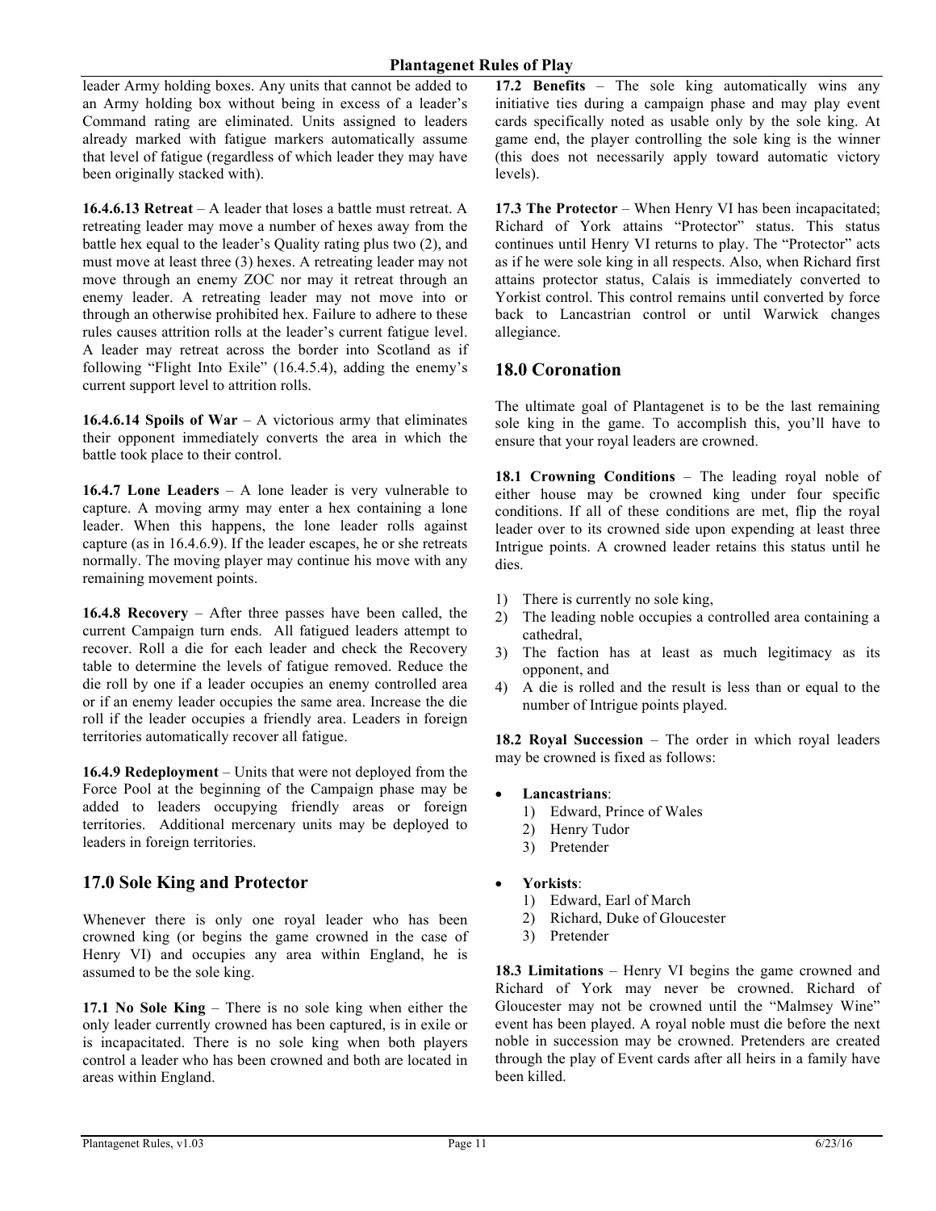leader Army holding boxes. Any units that cannot be added to an Army holding box without being in excess of a leader's Command rating are eliminated. Units assigned to leaders already marked with fatigue markers automatically assume that level of fatigue (regardless of which leader they may have been originally stacked with).

**16.4.6.13 Retreat** – A leader that loses a battle must retreat. A retreating leader may move a number of hexes away from the battle hex equal to the leader's Quality rating plus two (2), and must move at least three (3) hexes. A retreating leader may not move through an enemy ZOC nor may it retreat through an enemy leader. A retreating leader may not move into or through an otherwise prohibited hex. Failure to adhere to these rules causes attrition rolls at the leader's current fatigue level. A leader may retreat across the border into Scotland as if following "Flight Into Exile" (16.4.5.4), adding the enemy's current support level to attrition rolls.

**16.4.6.14 Spoils of War** – A victorious army that eliminates their opponent immediately converts the area in which the battle took place to their control.

**16.4.7 Lone Leaders** – A lone leader is very vulnerable to capture. A moving army may enter a hex containing a lone leader. When this happens, the lone leader rolls against capture (as in 16.4.6.9). If the leader escapes, he or she retreats normally. The moving player may continue his move with any remaining movement points.

**16.4.8 Recovery** – After three passes have been called, the current Campaign turn ends. All fatigued leaders attempt to recover. Roll a die for each leader and check the Recovery table to determine the levels of fatigue removed. Reduce the die roll by one if a leader occupies an enemy controlled area or if an enemy leader occupies the same area. Increase the die roll if the leader occupies a friendly area. Leaders in foreign territories automatically recover all fatigue.

**16.4.9 Redeployment** – Units that were not deployed from the Force Pool at the beginning of the Campaign phase may be added to leaders occupying friendly areas or foreign territories. Additional mercenary units may be deployed to leaders in foreign territories.

## 17.0 Sole King and Protector

Whenever there is only one royal leader who has been crowned king (or begins the game crowned in the case of Henry VI) and occupies any area within England, he is assumed to be the sole king.

**17.1 No Sole King** – There is no sole king when either the only leader currently crowned has been captured, is in exile or is incapacitated. There is no sole king when both players control a leader who has been crowned and both are located in areas within England.

**17.2 Benefits** – The sole king automatically wins any initiative ties during a campaign phase and may play event cards specifically noted as usable only by the sole king. At game end, the player controlling the sole king is the winner (this does not necessarily apply toward automatic victory levels).

**17.3 The Protector** – When Henry VI has been incapacitated; Richard of York attains "Protector" status. This status continues until Henry VI returns to play. The "Protector" acts as if he were sole king in all respects. Also, when Richard first attains protector status, Calais is immediately converted to Yorkist control. This control remains until converted by force back to Lancastrian control or until Warwick changes allegiance.

## 18.0 Coronation

The ultimate goal of Plantagenet is to be the last remaining sole king in the game. To accomplish this, you'll have to ensure that your royal leaders are crowned.

**18.1 Crowning Conditions** – The leading royal noble of either house may be crowned king under four specific conditions. If all of these conditions are met, flip the royal leader over to its crowned side upon expending at least three Intrigue points. A crowned leader retains this status until he dies.

1) There is currently no sole king,
2) The leading noble occupies a controlled area containing a cathedral,
3) The faction has at least as much legitimacy as its opponent, and
4) A die is rolled and the result is less than or equal to the number of Intrigue points played.

**18.2 Royal Succession** – The order in which royal leaders may be crowned is fixed as follows:

- **Lancastrians**:
  1) Edward, Prince of Wales
  2) Henry Tudor
  3) Pretender

- **Yorkists**:
  1) Edward, Earl of March
  2) Richard, Duke of Gloucester
  3) Pretender

**18.3 Limitations** – Henry VI begins the game crowned and Richard of York may never be crowned. Richard of Gloucester may not be crowned until the "Malmsey Wine" event has been played. A royal noble must die before the next noble in succession may be crowned. Pretenders are created through the play of Event cards after all heirs in a family have been killed.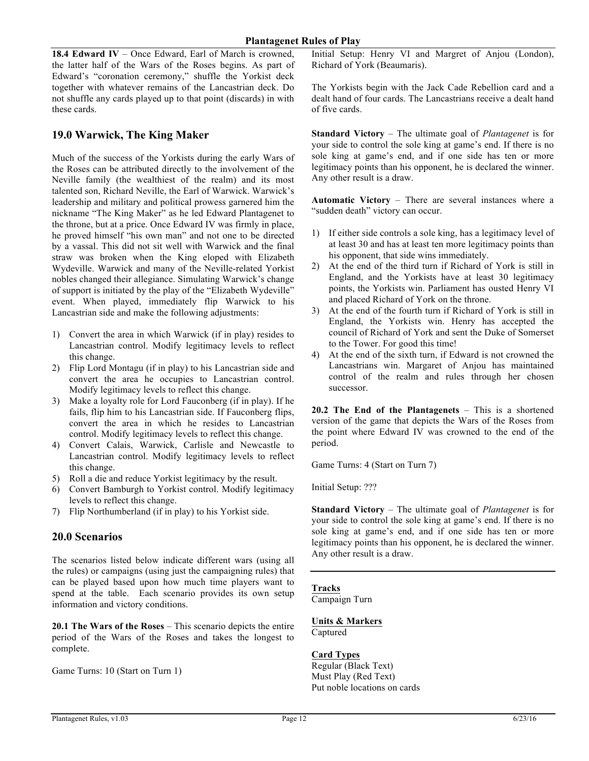**18.4 Edward IV** – Once Edward, Earl of March is crowned, the latter half of the Wars of the Roses begins. As part of Edward's "coronation ceremony," shuffle the Yorkist deck together with whatever remains of the Lancastrian deck. Do not shuffle any cards played up to that point (discards) in with these cards.

## 19.0 Warwick, The King Maker

Much of the success of the Yorkists during the early Wars of the Roses can be attributed directly to the involvement of the Neville family (the wealthiest of the realm) and its most talented son, Richard Neville, the Earl of Warwick. Warwick's leadership and military and political prowess garnered him the nickname "The King Maker" as he led Edward Plantagenet to the throne, but at a price. Once Edward IV was firmly in place, he proved himself "his own man" and not one to be directed by a vassal. This did not sit well with Warwick and the final straw was broken when the King eloped with Elizabeth Wydeville. Warwick and many of the Neville-related Yorkist nobles changed their allegiance. Simulating Warwick's change of support is initiated by the play of the "Elizabeth Wydeville" event. When played, immediately flip Warwick to his Lancastrian side and make the following adjustments:

1) Convert the area in which Warwick (if in play) resides to Lancastrian control. Modify legitimacy levels to reflect this change.
2) Flip Lord Montagu (if in play) to his Lancastrian side and convert the area he occupies to Lancastrian control. Modify legitimacy levels to reflect this change.
3) Make a loyalty role for Lord Fauconberg (if in play). If he fails, flip him to his Lancastrian side. If Fauconberg flips, convert the area in which he resides to Lancastrian control. Modify legitimacy levels to reflect this change.
4) Convert Calais, Warwick, Carlisle and Newcastle to Lancastrian control. Modify legitimacy levels to reflect this change.
5) Roll a die and reduce Yorkist legitimacy by the result.
6) Convert Bamburgh to Yorkist control. Modify legitimacy levels to reflect this change.
7) Flip Northumberland (if in play) to his Yorkist side.

## 20.0 Scenarios

The scenarios listed below indicate different wars (using all the rules) or campaigns (using just the campaigning rules) that can be played based upon how much time players want to spend at the table. Each scenario provides its own setup information and victory conditions.

**20.1 The Wars of the Roses** – This scenario depicts the entire period of the Wars of the Roses and takes the longest to complete.

Game Turns: 10 (Start on Turn 1)

Initial Setup: Henry VI and Margret of Anjou (London), Richard of York (Beaumaris).

The Yorkists begin with the Jack Cade Rebellion card and a dealt hand of four cards. The Lancastrians receive a dealt hand of five cards.

**Standard Victory** – The ultimate goal of *Plantagenet* is for your side to control the sole king at game's end. If there is no sole king at game's end, and if one side has ten or more legitimacy points than his opponent, he is declared the winner. Any other result is a draw.

**Automatic Victory** – There are several instances where a "sudden death" victory can occur.

1) If either side controls a sole king, has a legitimacy level of at least 30 and has at least ten more legitimacy points than his opponent, that side wins immediately.
2) At the end of the third turn if Richard of York is still in England, and the Yorkists have at least 30 legitimacy points, the Yorkists win. Parliament has ousted Henry VI and placed Richard of York on the throne.
3) At the end of the fourth turn if Richard of York is still in England, the Yorkists win. Henry has accepted the council of Richard of York and sent the Duke of Somerset to the Tower. For good this time!
4) At the end of the sixth turn, if Edward is not crowned the Lancastrians win. Margaret of Anjou has maintained control of the realm and rules through her chosen successor.

**20.2 The End of the Plantagenets** – This is a shortened version of the game that depicts the Wars of the Roses from the point where Edward IV was crowned to the end of the period.

Game Turns: 4 (Start on Turn 7)

Initial Setup: ???

**Standard Victory** – The ultimate goal of *Plantagenet* is for your side to control the sole king at game's end. If there is no sole king at game's end, and if one side has ten or more legitimacy points than his opponent, he is declared the winner. Any other result is a draw.

---

<u>**Tracks**</u>
Campaign Turn

<u>**Units & Markers**</u>
Captured

<u>**Card Types**</u>
Regular (Black Text)
Must Play (Red Text)
Put noble locations on cards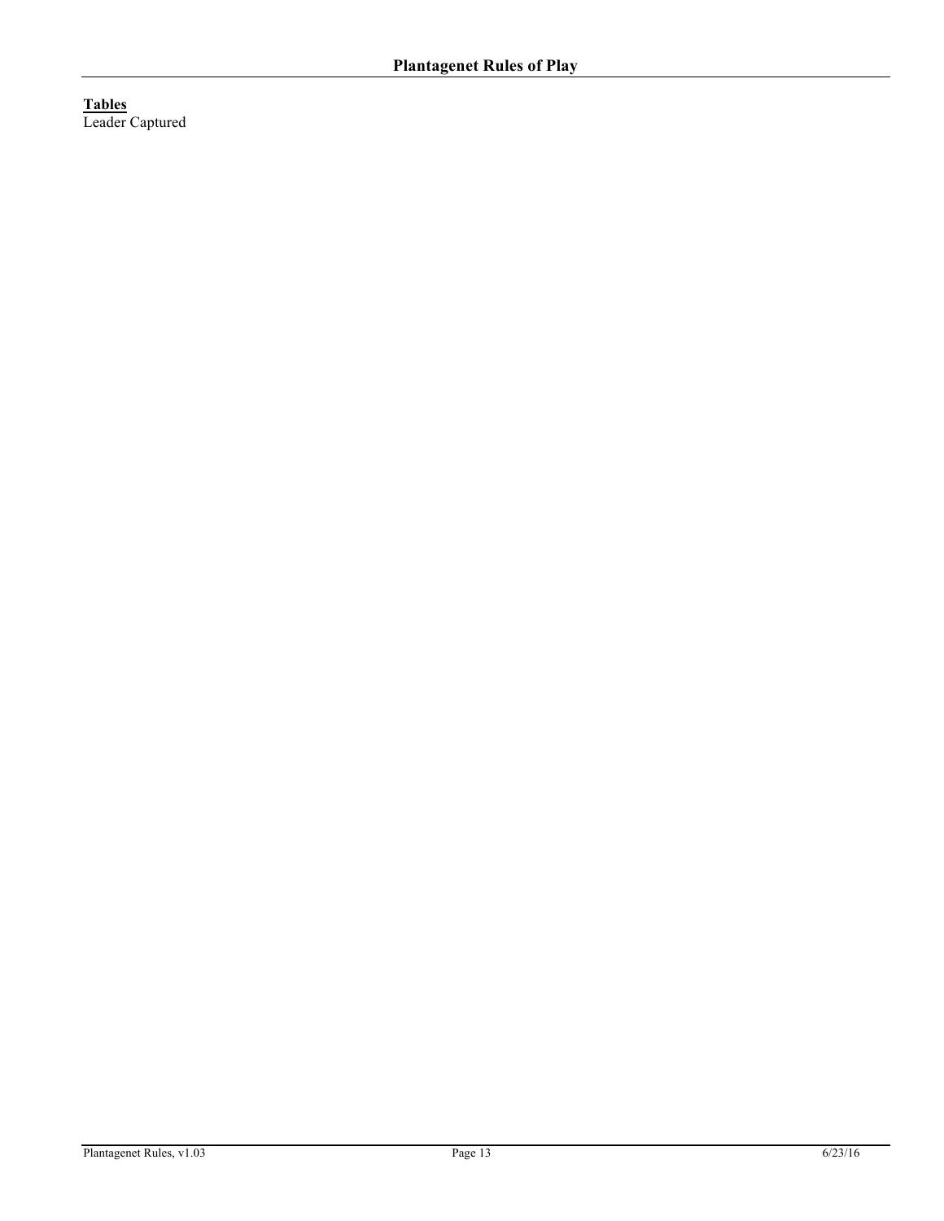**Tables**

Leader Captured